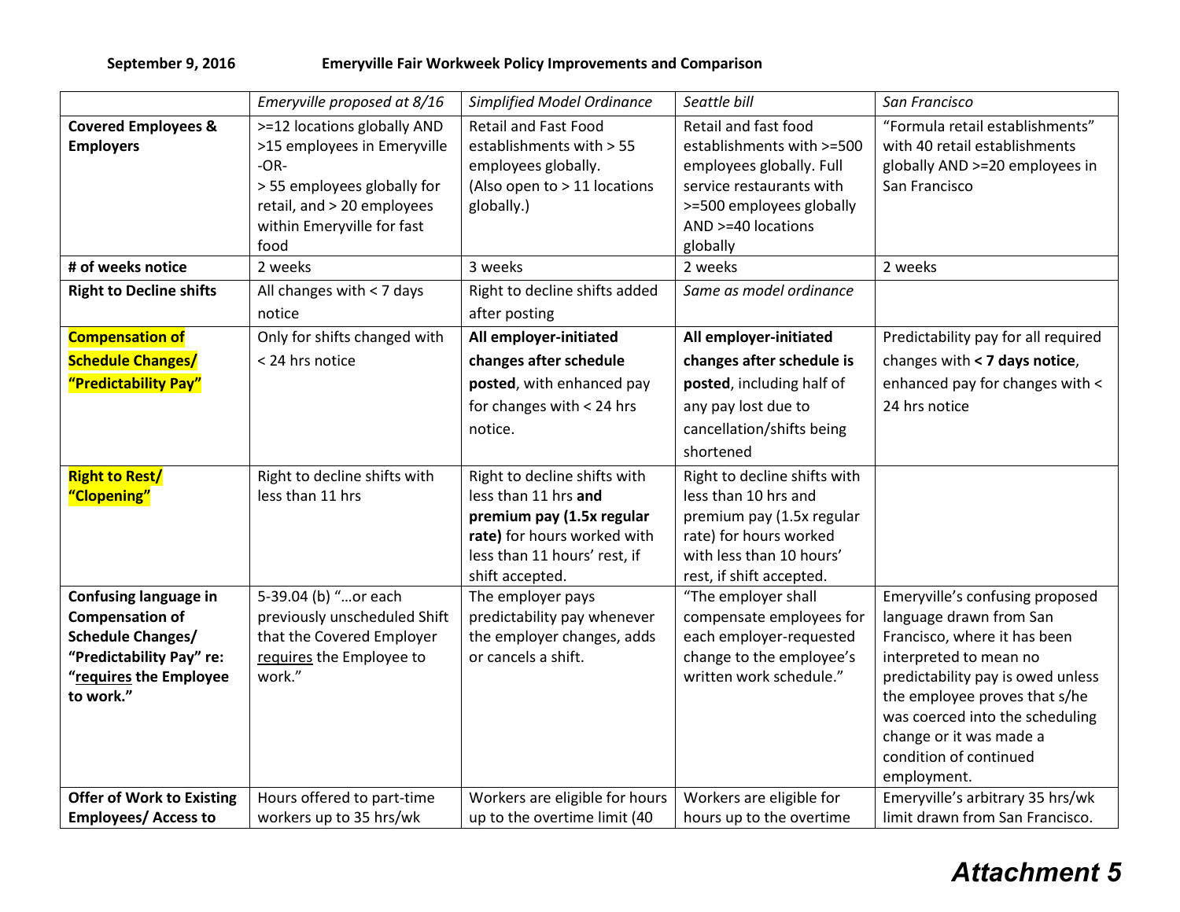**September 9, 2016** **Emeryville Fair Workweek Policy Improvements and Comparison**

| | *Emeryville proposed at 8/16* | *Simplified Model Ordinance* | *Seattle bill* | *San Francisco* |
|---|---|---|---|---|
| **Covered Employees & Employers** | >=12 locations globally AND >15 employees in Emeryville -OR- > 55 employees globally for retail, and > 20 employees within Emeryville for fast food | Retail and Fast Food establishments with > 55 employees globally. (Also open to > 11 locations globally.) | Retail and fast food establishments with >=500 employees globally. Full service restaurants with >=500 employees globally AND >=40 locations globally | "Formula retail establishments" with 40 retail establishments globally AND >=20 employees in San Francisco |
| **# of weeks notice** | 2 weeks | 3 weeks | 2 weeks | 2 weeks |
| **Right to Decline shifts** | All changes with < 7 days notice | Right to decline shifts added after posting | *Same as model ordinance* | |
| **Compensation of Schedule Changes/ "Predictability Pay"** | Only for shifts changed with < 24 hrs notice | **All employer-initiated changes after schedule posted**, with enhanced pay for changes with < 24 hrs notice. | **All employer-initiated changes after schedule is posted**, including half of any pay lost due to cancellation/shifts being shortened | Predictability pay for all required changes with **< 7 days notice**, enhanced pay for changes with < 24 hrs notice |
| **Right to Rest/ "Clopening"** | Right to decline shifts with less than 11 hrs | Right to decline shifts with less than 11 hrs **and premium pay (1.5x regular rate)** for hours worked with less than 11 hours' rest, if shift accepted. | Right to decline shifts with less than 10 hrs and premium pay (1.5x regular rate) for hours worked with less than 10 hours' rest, if shift accepted. | |
| **Confusing language in Compensation of Schedule Changes/ "Predictability Pay" re: "requires the Employee to work."** | 5-39.04 (b) "…or each previously unscheduled Shift that the Covered Employer requires the Employee to work." | The employer pays predictability pay whenever the employer changes, adds or cancels a shift. | "The employer shall compensate employees for each employer-requested change to the employee's written work schedule." | Emeryville's confusing proposed language drawn from San Francisco, where it has been interpreted to mean no predictability pay is owed unless the employee proves that s/he was coerced into the scheduling change or it was made a condition of continued employment. |
| **Offer of Work to Existing Employees/ Access to** | Hours offered to part-time workers up to 35 hrs/wk | Workers are eligible for hours up to the overtime limit (40 | Workers are eligible for hours up to the overtime | Emeryville's arbitrary 35 hrs/wk limit drawn from San Francisco. |

***Attachment 5***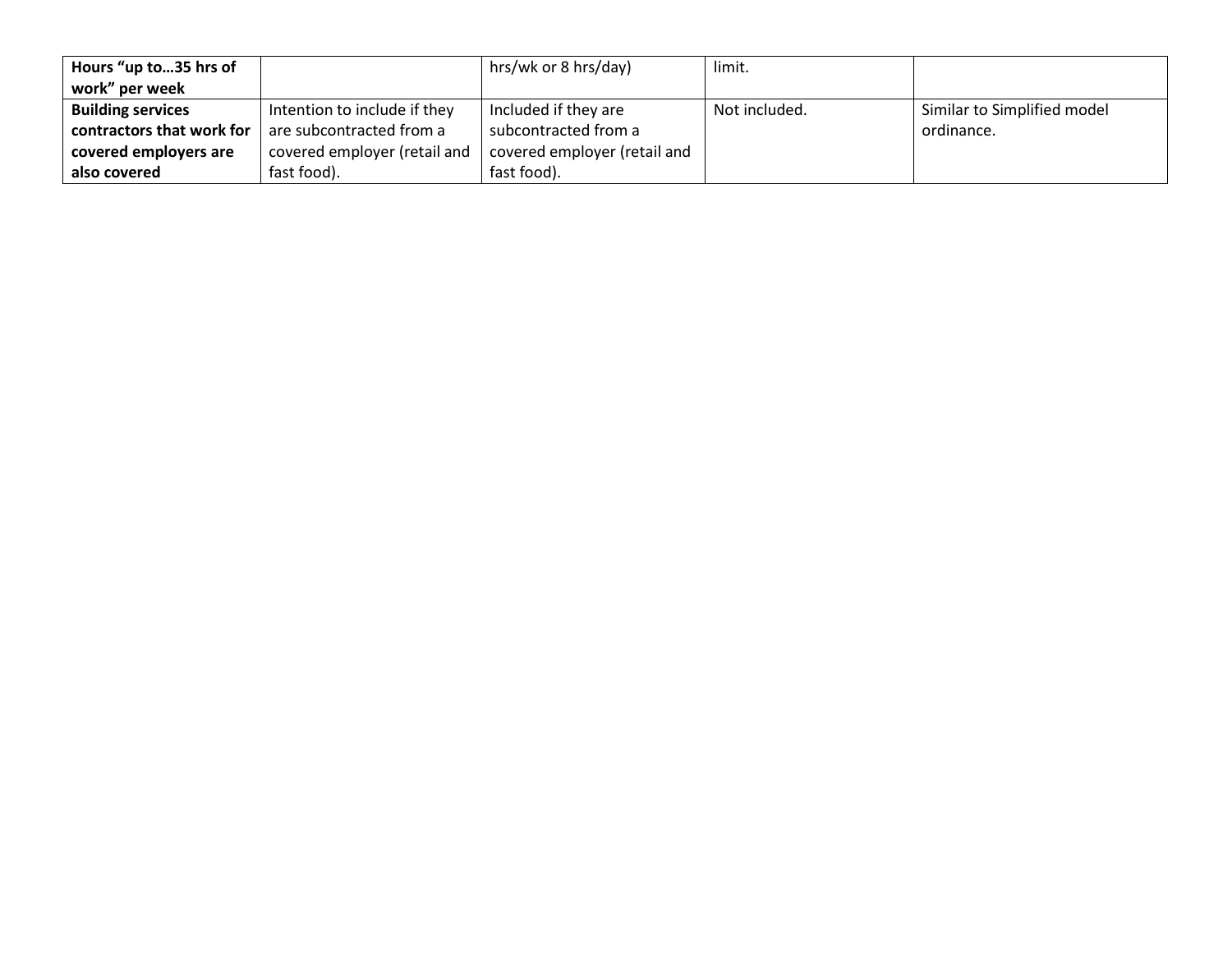| | | | | |
|---|---|---|---|---|
| **Hours "up to…35 hrs of work" per week** | | hrs/wk or 8 hrs/day) | limit. | |
| **Building services contractors that work for covered employers are also covered** | Intention to include if they are subcontracted from a covered employer (retail and fast food). | Included if they are subcontracted from a covered employer (retail and fast food). | Not included. | Similar to Simplified model ordinance. |